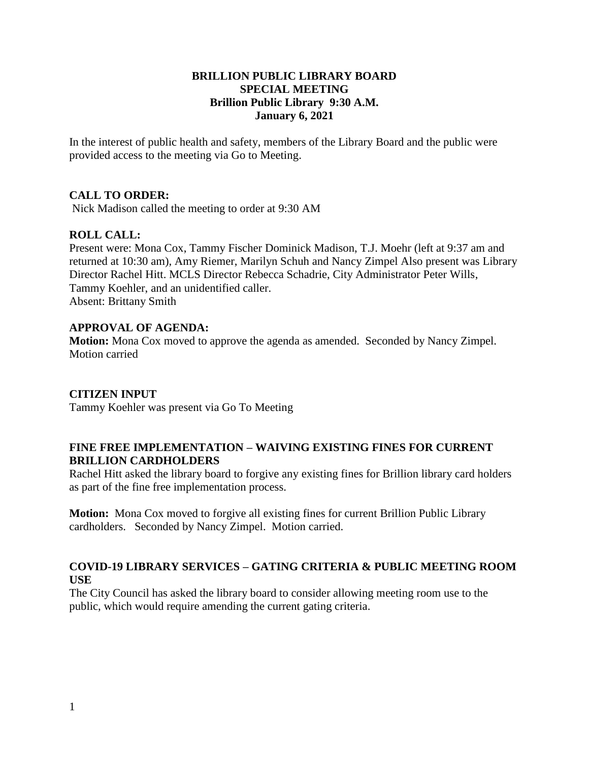# BRILLION PUBLIC LIBRARY BOARD
## SPECIAL MEETING
### Brillion Public Library 9:30 A.M.
### January 6, 2021

In the interest of public health and safety, members of the Library Board and the public were provided access to the meeting via Go to Meeting.

**CALL TO ORDER:**

Nick Madison called the meeting to order at 9:30 AM

**ROLL CALL:**

Present were: Mona Cox, Tammy Fischer Dominick Madison, T.J. Moehr (left at 9:37 am and returned at 10:30 am), Amy Riemer, Marilyn Schuh and Nancy Zimpel Also present was Library Director Rachel Hitt. MCLS Director Rebecca Schadrie, City Administrator Peter Wills, Tammy Koehler, and an unidentified caller.
Absent: Brittany Smith

**APPROVAL OF AGENDA:**

**Motion:** Mona Cox moved to approve the agenda as amended. Seconded by Nancy Zimpel. Motion carried

**CITIZEN INPUT**

Tammy Koehler was present via Go To Meeting

**FINE FREE IMPLEMENTATION – WAIVING EXISTING FINES FOR CURRENT BRILLION CARDHOLDERS**

Rachel Hitt asked the library board to forgive any existing fines for Brillion library card holders as part of the fine free implementation process.

**Motion:** Mona Cox moved to forgive all existing fines for current Brillion Public Library cardholders. Seconded by Nancy Zimpel. Motion carried.

**COVID-19 LIBRARY SERVICES – GATING CRITERIA & PUBLIC MEETING ROOM USE**

The City Council has asked the library board to consider allowing meeting room use to the public, which would require amending the current gating criteria.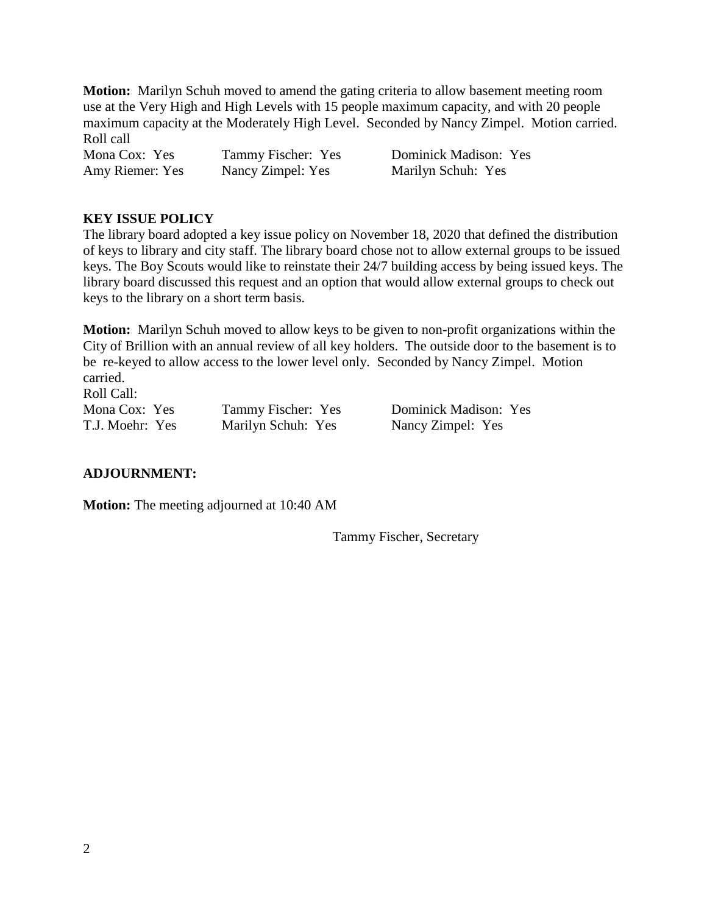**Motion:** Marilyn Schuh moved to amend the gating criteria to allow basement meeting room use at the Very High and High Levels with 15 people maximum capacity, and with 20 people maximum capacity at the Moderately High Level. Seconded by Nancy Zimpel. Motion carried.

Roll call

| | | |
|---|---|---|
| Mona Cox: Yes | Tammy Fischer: Yes | Dominick Madison: Yes |
| Amy Riemer: Yes | Nancy Zimpel: Yes | Marilyn Schuh: Yes |

**KEY ISSUE POLICY**

The library board adopted a key issue policy on November 18, 2020 that defined the distribution of keys to library and city staff. The library board chose not to allow external groups to be issued keys. The Boy Scouts would like to reinstate their 24/7 building access by being issued keys. The library board discussed this request and an option that would allow external groups to check out keys to the library on a short term basis.

**Motion:** Marilyn Schuh moved to allow keys to be given to non-profit organizations within the City of Brillion with an annual review of all key holders. The outside door to the basement is to be re-keyed to allow access to the lower level only. Seconded by Nancy Zimpel. Motion carried.

Roll Call:

| | | |
|---|---|---|
| Mona Cox: Yes | Tammy Fischer: Yes | Dominick Madison: Yes |
| T.J. Moehr: Yes | Marilyn Schuh: Yes | Nancy Zimpel: Yes |

**ADJOURNMENT:**

**Motion:** The meeting adjourned at 10:40 AM

Tammy Fischer, Secretary